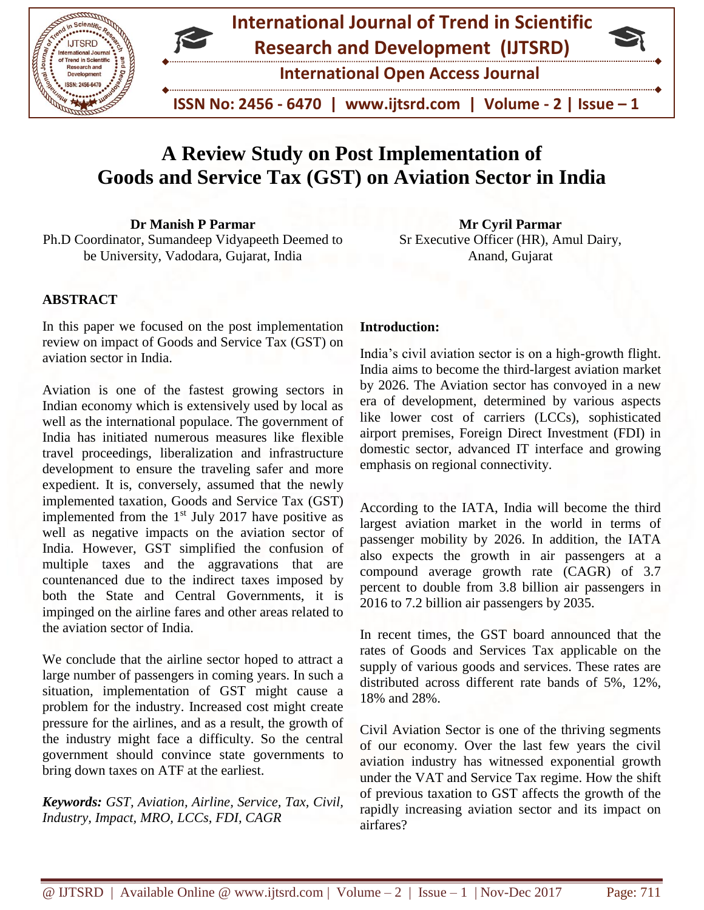# A Review Study on Post Implementation of Goods and Service Tax (GST) on Aviation Sector in India

**Dr Manish P Parmar**
Ph.D Coordinator, Sumandeep Vidyapeeth Deemed to be University, Vadodara, Gujarat, India

**Mr Cyril Parmar**
Sr Executive Officer (HR), Amul Dairy, Anand, Gujarat

## ABSTRACT

In this paper we focused on the post implementation review on impact of Goods and Service Tax (GST) on aviation sector in India.

Aviation is one of the fastest growing sectors in Indian economy which is extensively used by local as well as the international populace. The government of India has initiated numerous measures like flexible travel proceedings, liberalization and infrastructure development to ensure the traveling safer and more expedient. It is, conversely, assumed that the newly implemented taxation, Goods and Service Tax (GST) implemented from the 1st July 2017 have positive as well as negative impacts on the aviation sector of India. However, GST simplified the confusion of multiple taxes and the aggravations that are countenanced due to the indirect taxes imposed by both the State and Central Governments, it is impinged on the airline fares and other areas related to the aviation sector of India.

We conclude that the airline sector hoped to attract a large number of passengers in coming years. In such a situation, implementation of GST might cause a problem for the industry. Increased cost might create pressure for the airlines, and as a result, the growth of the industry might face a difficulty. So the central government should convince state governments to bring down taxes on ATF at the earliest.

***Keywords:*** *GST, Aviation, Airline, Service, Tax, Civil, Industry, Impact, MRO, LCCs, FDI, CAGR*

**Introduction:**

India's civil aviation sector is on a high-growth flight. India aims to become the third-largest aviation market by 2026. The Aviation sector has convoyed in a new era of development, determined by various aspects like lower cost of carriers (LCCs), sophisticated airport premises, Foreign Direct Investment (FDI) in domestic sector, advanced IT interface and growing emphasis on regional connectivity.

According to the IATA, India will become the third largest aviation market in the world in terms of passenger mobility by 2026. In addition, the IATA also expects the growth in air passengers at a compound average growth rate (CAGR) of 3.7 percent to double from 3.8 billion air passengers in 2016 to 7.2 billion air passengers by 2035.

In recent times, the GST board announced that the rates of Goods and Services Tax applicable on the supply of various goods and services. These rates are distributed across different rate bands of 5%, 12%, 18% and 28%.

Civil Aviation Sector is one of the thriving segments of our economy. Over the last few years the civil aviation industry has witnessed exponential growth under the VAT and Service Tax regime. How the shift of previous taxation to GST affects the growth of the rapidly increasing aviation sector and its impact on airfares?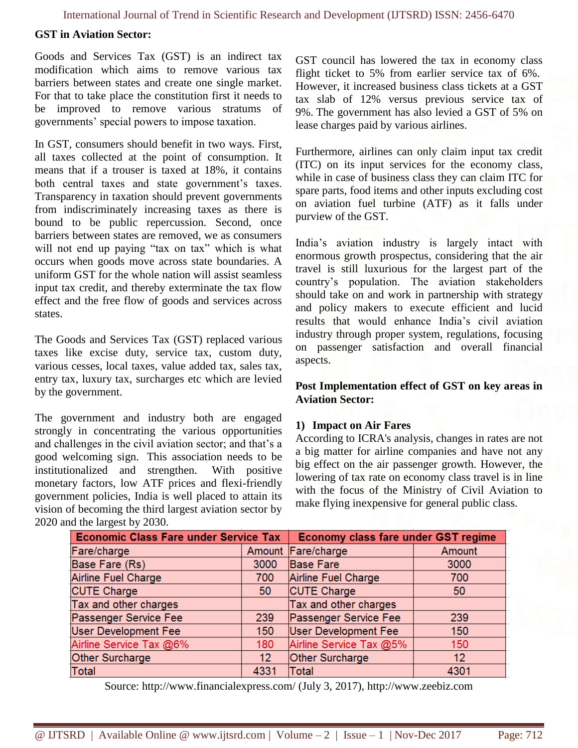### GST in Aviation Sector:

Goods and Services Tax (GST) is an indirect tax modification which aims to remove various tax barriers between states and create one single market. For that to take place the constitution first it needs to be improved to remove various stratums of governments' special powers to impose taxation.

In GST, consumers should benefit in two ways. First, all taxes collected at the point of consumption. It means that if a trouser is taxed at 18%, it contains both central taxes and state government's taxes. Transparency in taxation should prevent governments from indiscriminately increasing taxes as there is bound to be public repercussion. Second, once barriers between states are removed, we as consumers will not end up paying "tax on tax" which is what occurs when goods move across state boundaries. A uniform GST for the whole nation will assist seamless input tax credit, and thereby exterminate the tax flow effect and the free flow of goods and services across states.

The Goods and Services Tax (GST) replaced various taxes like excise duty, service tax, custom duty, various cesses, local taxes, value added tax, sales tax, entry tax, luxury tax, surcharges etc which are levied by the government.

The government and industry both are engaged strongly in concentrating the various opportunities and challenges in the civil aviation sector; and that's a good welcoming sign. This association needs to be institutionalized and strengthen. With positive monetary factors, low ATF prices and flexi-friendly government policies, India is well placed to attain its vision of becoming the third largest aviation sector by 2020 and the largest by 2030.

GST council has lowered the tax in economy class flight ticket to 5% from earlier service tax of 6%. However, it increased business class tickets at a GST tax slab of 12% versus previous service tax of 9%. The government has also levied a GST of 5% on lease charges paid by various airlines.

Furthermore, airlines can only claim input tax credit (ITC) on its input services for the economy class, while in case of business class they can claim ITC for spare parts, food items and other inputs excluding cost on aviation fuel turbine (ATF) as it falls under purview of the GST.

India's aviation industry is largely intact with enormous growth prospectus, considering that the air travel is still luxurious for the largest part of the country's population. The aviation stakeholders should take on and work in partnership with strategy and policy makers to execute efficient and lucid results that would enhance India's civil aviation industry through proper system, regulations, focusing on passenger satisfaction and overall financial aspects.

### Post Implementation effect of GST on key areas in Aviation Sector:

#### 1) Impact on Air Fares

According to ICRA's analysis, changes in rates are not a big matter for airline companies and have not any big effect on the air passenger growth. However, the lowering of tax rate on economy class travel is in line with the focus of the Ministry of Civil Aviation to make flying inexpensive for general public class.

| Economic Class Fare under Service Tax | | Economy class fare under GST regime | |
|---|---|---|---|
| Fare/charge | Amount | Fare/charge | Amount |
| Base Fare (Rs) | 3000 | Base Fare | 3000 |
| Airline Fuel Charge | 700 | Airline Fuel Charge | 700 |
| CUTE Charge | 50 | CUTE Charge | 50 |
| Tax and other charges | | Tax and other charges | |
| Passenger Service Fee | 239 | Passenger Service Fee | 239 |
| User Development Fee | 150 | User Development Fee | 150 |
| Airline Service Tax @6% | 180 | Airline Service Tax @5% | 150 |
| Other Surcharge | 12 | Other Surcharge | 12 |
| Total | 4331 | Total | 4301 |

Source: http://www.financialexpress.com/ (July 3, 2017), http://www.zeebiz.com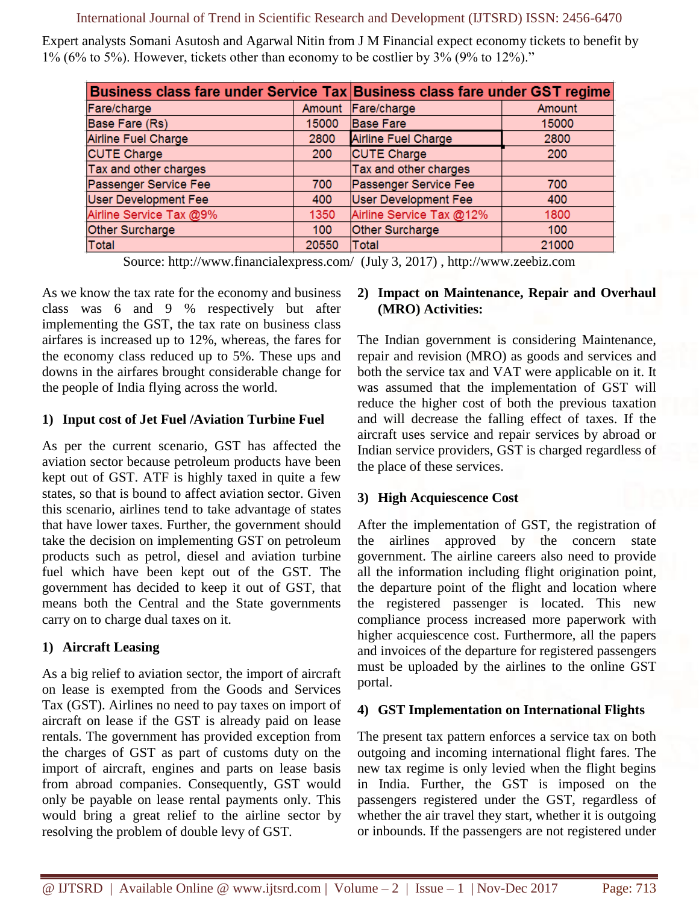Expert analysts Somani Asutosh and Agarwal Nitin from J M Financial expect economy tickets to benefit by 1% (6% to 5%). However, tickets other than economy to be costlier by 3% (9% to 12%)."

| Business class fare under Service Tax | | Business class fare under GST regime | |
|---|---|---|---|
| Fare/charge | Amount | Fare/charge | Amount |
| Base Fare (Rs) | 15000 | Base Fare | 15000 |
| Airline Fuel Charge | 2800 | Airline Fuel Charge | 2800 |
| CUTE Charge | 200 | CUTE Charge | 200 |
| Tax and other charges | | Tax and other charges | |
| Passenger Service Fee | 700 | Passenger Service Fee | 700 |
| User Development Fee | 400 | User Development Fee | 400 |
| Airline Service Tax @9% | 1350 | Airline Service Tax @12% | 1800 |
| Other Surcharge | 100 | Other Surcharge | 100 |
| Total | 20550 | Total | 21000 |

Source: http://www.financialexpress.com/ (July 3, 2017) , http://www.zeebiz.com

As we know the tax rate for the economy and business class was 6 and 9 % respectively but after implementing the GST, the tax rate on business class airfares is increased up to 12%, whereas, the fares for the economy class reduced up to 5%. These ups and downs in the airfares brought considerable change for the people of India flying across the world.

### 1) Input cost of Jet Fuel /Aviation Turbine Fuel

As per the current scenario, GST has affected the aviation sector because petroleum products have been kept out of GST. ATF is highly taxed in quite a few states, so that is bound to affect aviation sector. Given this scenario, airlines tend to take advantage of states that have lower taxes. Further, the government should take the decision on implementing GST on petroleum products such as petrol, diesel and aviation turbine fuel which have been kept out of the GST. The government has decided to keep it out of GST, that means both the Central and the State governments carry on to charge dual taxes on it.

### 1) Aircraft Leasing

As a big relief to aviation sector, the import of aircraft on lease is exempted from the Goods and Services Tax (GST). Airlines no need to pay taxes on import of aircraft on lease if the GST is already paid on lease rentals. The government has provided exception from the charges of GST as part of customs duty on the import of aircraft, engines and parts on lease basis from abroad companies. Consequently, GST would only be payable on lease rental payments only. This would bring a great relief to the airline sector by resolving the problem of double levy of GST.

### 2) Impact on Maintenance, Repair and Overhaul (MRO) Activities:

The Indian government is considering Maintenance, repair and revision (MRO) as goods and services and both the service tax and VAT were applicable on it. It was assumed that the implementation of GST will reduce the higher cost of both the previous taxation and will decrease the falling effect of taxes. If the aircraft uses service and repair services by abroad or Indian service providers, GST is charged regardless of the place of these services.

### 3) High Acquiescence Cost

After the implementation of GST, the registration of the airlines approved by the concern state government. The airline careers also need to provide all the information including flight origination point, the departure point of the flight and location where the registered passenger is located. This new compliance process increased more paperwork with higher acquiescence cost. Furthermore, all the papers and invoices of the departure for registered passengers must be uploaded by the airlines to the online GST portal.

### 4) GST Implementation on International Flights

The present tax pattern enforces a service tax on both outgoing and incoming international flight fares. The new tax regime is only levied when the flight begins in India. Further, the GST is imposed on the passengers registered under the GST, regardless of whether the air travel they start, whether it is outgoing or inbounds. If the passengers are not registered under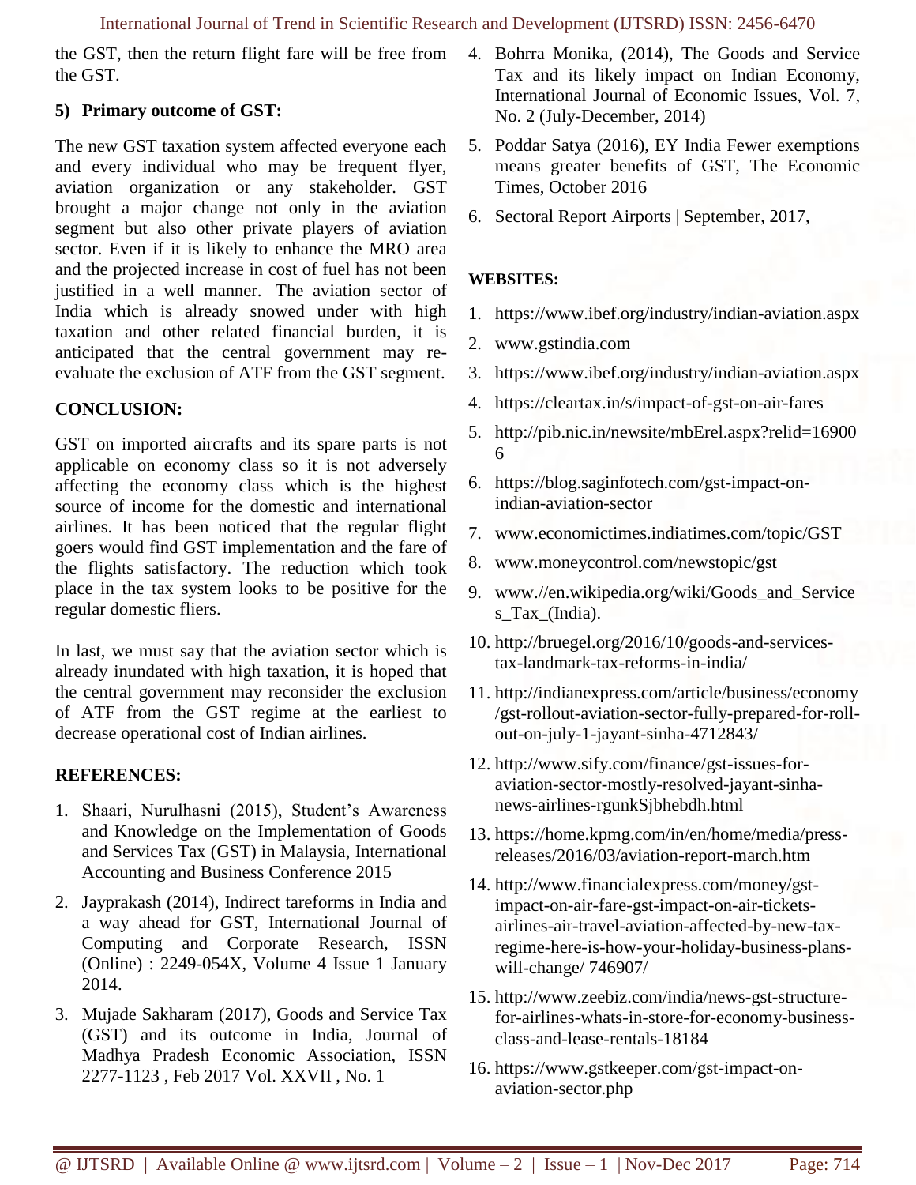the GST, then the return flight fare will be free from the GST.

### 5) Primary outcome of GST:

The new GST taxation system affected everyone each and every individual who may be frequent flyer, aviation organization or any stakeholder. GST brought a major change not only in the aviation segment but also other private players of aviation sector. Even if it is likely to enhance the MRO area and the projected increase in cost of fuel has not been justified in a well manner. The aviation sector of India which is already snowed under with high taxation and other related financial burden, it is anticipated that the central government may re-evaluate the exclusion of ATF from the GST segment.

## CONCLUSION:

GST on imported aircrafts and its spare parts is not applicable on economy class so it is not adversely affecting the economy class which is the highest source of income for the domestic and international airlines. It has been noticed that the regular flight goers would find GST implementation and the fare of the flights satisfactory. The reduction which took place in the tax system looks to be positive for the regular domestic fliers.

In last, we must say that the aviation sector which is already inundated with high taxation, it is hoped that the central government may reconsider the exclusion of ATF from the GST regime at the earliest to decrease operational cost of Indian airlines.

## REFERENCES:

1. Shaari, Nurulhasni (2015), Student's Awareness and Knowledge on the Implementation of Goods and Services Tax (GST) in Malaysia, International Accounting and Business Conference 2015
2. Jayprakash (2014), Indirect tareforms in India and a way ahead for GST, International Journal of Computing and Corporate Research, ISSN (Online) : 2249-054X, Volume 4 Issue 1 January 2014.
3. Mujade Sakharam (2017), Goods and Service Tax (GST) and its outcome in India, Journal of Madhya Pradesh Economic Association, ISSN 2277-1123 , Feb 2017 Vol. XXVII , No. 1
4. Bohrra Monika, (2014), The Goods and Service Tax and its likely impact on Indian Economy, International Journal of Economic Issues, Vol. 7, No. 2 (July-December, 2014)
5. Poddar Satya (2016), EY India Fewer exemptions means greater benefits of GST, The Economic Times, October 2016
6. Sectoral Report Airports | September, 2017,

## WEBSITES:

1. https://www.ibef.org/industry/indian-aviation.aspx
2. www.gstindia.com
3. https://www.ibef.org/industry/indian-aviation.aspx
4. https://cleartax.in/s/impact-of-gst-on-air-fares
5. http://pib.nic.in/newsite/mbErel.aspx?relid=169006
6. https://blog.saginfotech.com/gst-impact-on-indian-aviation-sector
7. www.economictimes.indiatimes.com/topic/GST
8. www.moneycontrol.com/newstopic/gst
9. www.//en.wikipedia.org/wiki/Goods_and_Services_Tax_(India).
10. http://bruegel.org/2016/10/goods-and-services-tax-landmark-tax-reforms-in-india/
11. http://indianexpress.com/article/business/economy/gst-rollout-aviation-sector-fully-prepared-for-roll-out-on-july-1-jayant-sinha-4712843/
12. http://www.sify.com/finance/gst-issues-for-aviation-sector-mostly-resolved-jayant-sinha-news-airlines-rgunkSjbhebdh.html
13. https://home.kpmg.com/in/en/home/media/press-releases/2016/03/aviation-report-march.htm
14. http://www.financialexpress.com/money/gst-impact-on-air-fare-gst-impact-on-air-tickets-airlines-air-travel-aviation-affected-by-new-tax-regime-here-is-how-your-holiday-business-plans-will-change/ 746907/
15. http://www.zeebiz.com/india/news-gst-structure-for-airlines-whats-in-store-for-economy-business-class-and-lease-rentals-18184
16. https://www.gstkeeper.com/gst-impact-on-aviation-sector.php